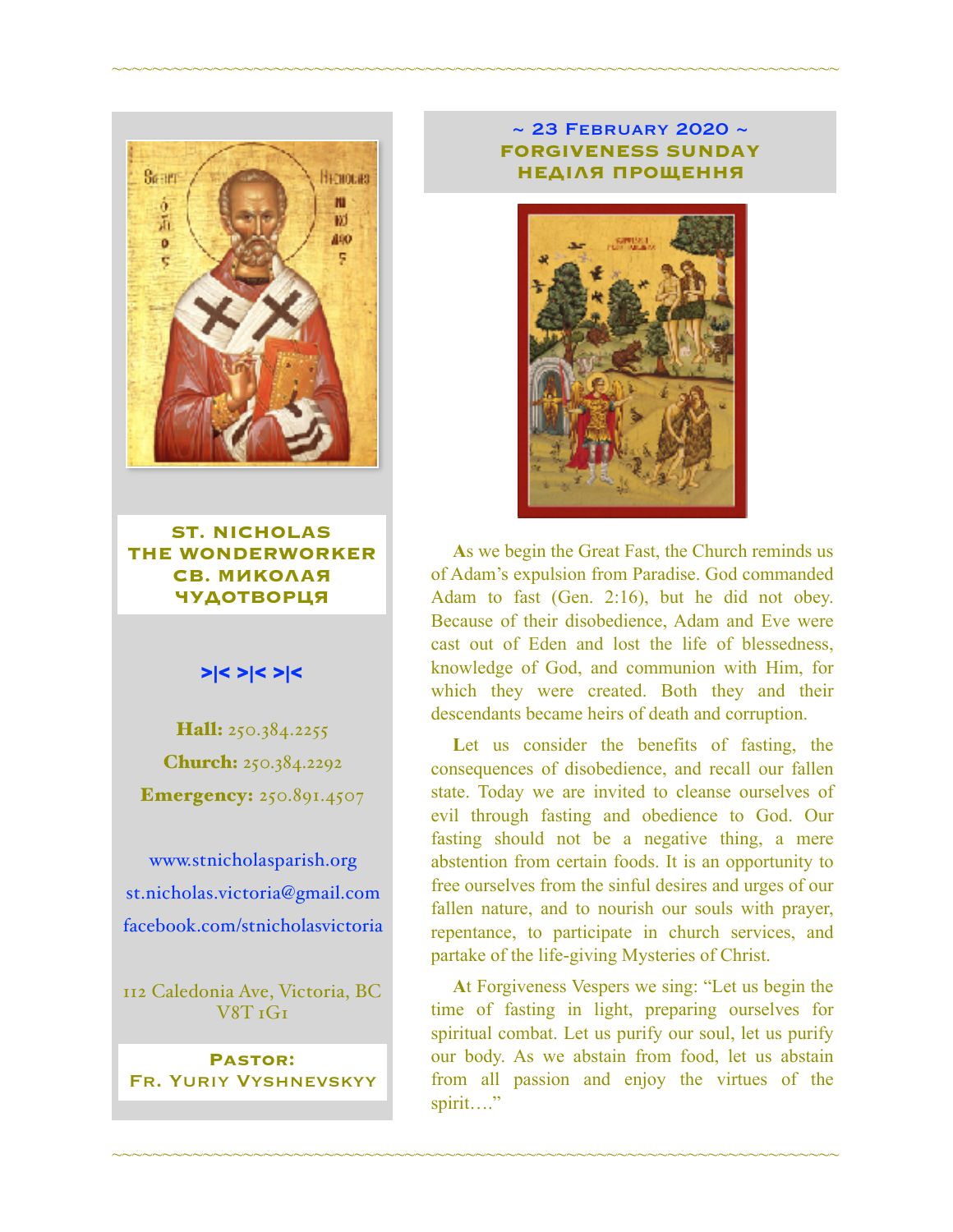**ST. NICHOLAS THE WONDERWORKER**
**СВ. МИКОЛАЯ ЧУДОТВОРЦЯ**

>|< >|< >|<

**Hall:** 250.384.2255

**Church:** 250.384.2292

**Emergency:** 250.891.4507

www.stnicholasparish.org

st.nicholas.victoria@gmail.com

facebook.com/stnicholasvictoria

112 Caledonia Ave, Victoria, BC V8T 1G1

**Pastor:**
**Fr. Yuriy Vyshnevskyy**

## ~ 23 February 2020 ~
## FORGIVENESS SUNDAY
## НЕДІЛЯ ПРОЩЕННЯ

**A**s we begin the Great Fast, the Church reminds us of Adam's expulsion from Paradise. God commanded Adam to fast (Gen. 2:16), but he did not obey. Because of their disobedience, Adam and Eve were cast out of Eden and lost the life of blessedness, knowledge of God, and communion with Him, for which they were created. Both they and their descendants became heirs of death and corruption.

**L**et us consider the benefits of fasting, the consequences of disobedience, and recall our fallen state. Today we are invited to cleanse ourselves of evil through fasting and obedience to God. Our fasting should not be a negative thing, a mere abstention from certain foods. It is an opportunity to free ourselves from the sinful desires and urges of our fallen nature, and to nourish our souls with prayer, repentance, to participate in church services, and partake of the life-giving Mysteries of Christ.

**A**t Forgiveness Vespers we sing: "Let us begin the time of fasting in light, preparing ourselves for spiritual combat. Let us purify our soul, let us purify our body. As we abstain from food, let us abstain from all passion and enjoy the virtues of the spirit…."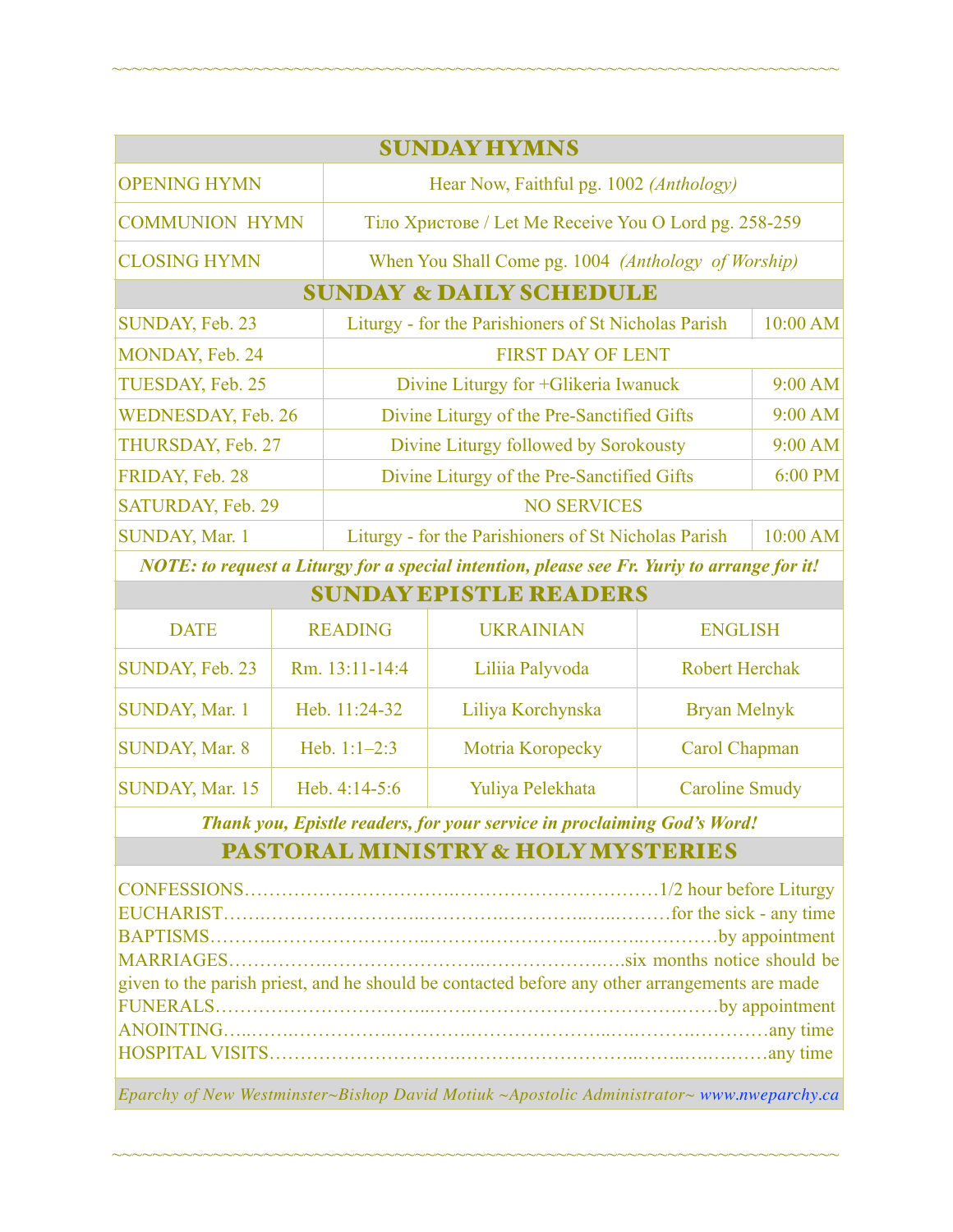## SUNDAY HYMNS

| | |
|---|---|
| OPENING HYMN | Hear Now, Faithful pg. 1002 *(Anthology)* |
| COMMUNION HYMN | Тіло Христове / Let Me Receive You O Lord pg. 258-259 |
| CLOSING HYMN | When You Shall Come pg. 1004 *(Anthology of Worship)* |

## SUNDAY & DAILY SCHEDULE

| | | |
|---|---|---|
| SUNDAY, Feb. 23 | Liturgy - for the Parishioners of St Nicholas Parish | 10:00 AM |
| MONDAY, Feb. 24 | FIRST DAY OF LENT | |
| TUESDAY, Feb. 25 | Divine Liturgy for +Glikeria Iwanuck | 9:00 AM |
| WEDNESDAY, Feb. 26 | Divine Liturgy of the Pre-Sanctified Gifts | 9:00 AM |
| THURSDAY, Feb. 27 | Divine Liturgy followed by Sorokousty | 9:00 AM |
| FRIDAY, Feb. 28 | Divine Liturgy of the Pre-Sanctified Gifts | 6:00 PM |
| SATURDAY, Feb. 29 | NO SERVICES | |
| SUNDAY, Mar. 1 | Liturgy - for the Parishioners of St Nicholas Parish | 10:00 AM |

***NOTE: to request a Liturgy for a special intention, please see Fr. Yuriy to arrange for it!***

## SUNDAY EPISTLE READERS

| DATE | READING | UKRAINIAN | ENGLISH |
|---|---|---|---|
| SUNDAY, Feb. 23 | Rm. 13:11-14:4 | Liliia Palyvoda | Robert Herchak |
| SUNDAY, Mar. 1 | Heb. 11:24-32 | Liliya Korchynska | Bryan Melnyk |
| SUNDAY, Mar. 8 | Heb. 1:1–2:3 | Motria Koropecky | Carol Chapman |
| SUNDAY, Mar. 15 | Heb. 4:14-5:6 | Yuliya Pelekhata | Caroline Smudy |

***Thank you, Epistle readers, for your service in proclaiming God's Word!***

## PASTORAL MINISTRY & HOLY MYSTERIES

CONFESSIONS……………………………………………………………1/2 hour before Liturgy
EUCHARIST……………………………………………………………for the sick - any time
BAPTISMS……………………………………………………………………by appointment
MARRIAGES……………………………………………………………six months notice should be given to the parish priest, and he should be contacted before any other arrangements are made
FUNERALS……………………………………………………………………by appointment
ANOINTING……………………………………………………………………………any time
HOSPITAL VISITS………………………………………………………………………any time

*Eparchy of New Westminster~Bishop David Motiuk ~Apostolic Administrator~ www.nweparchy.ca*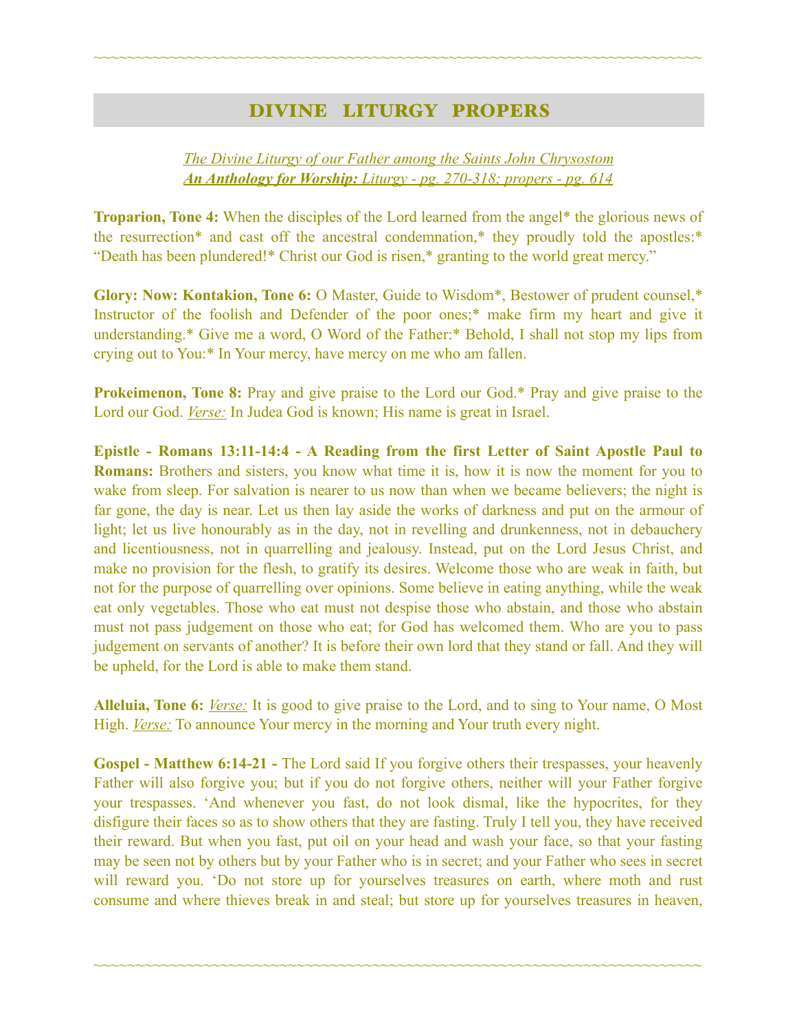## DIVINE LITURGY PROPERS

*The Divine Liturgy of our Father among the Saints John Chrysostom*
***An Anthology for Worship:** Liturgy - pg. 270-318; propers - pg. 614*

**Troparion, Tone 4:** When the disciples of the Lord learned from the angel* the glorious news of the resurrection* and cast off the ancestral condemnation,* they proudly told the apostles:* "Death has been plundered!* Christ our God is risen,* granting to the world great mercy."

**Glory: Now: Kontakion, Tone 6:** O Master, Guide to Wisdom*, Bestower of prudent counsel,* Instructor of the foolish and Defender of the poor ones;* make firm my heart and give it understanding.* Give me a word, O Word of the Father:* Behold, I shall not stop my lips from crying out to You:* In Your mercy, have mercy on me who am fallen.

**Prokeimenon, Tone 8:** Pray and give praise to the Lord our God.* Pray and give praise to the Lord our God. *Verse:* In Judea God is known; His name is great in Israel.

**Epistle - Romans 13:11-14:4 - A Reading from the first Letter of Saint Apostle Paul to Romans:** Brothers and sisters, you know what time it is, how it is now the moment for you to wake from sleep. For salvation is nearer to us now than when we became believers; the night is far gone, the day is near. Let us then lay aside the works of darkness and put on the armour of light; let us live honourably as in the day, not in revelling and drunkenness, not in debauchery and licentiousness, not in quarrelling and jealousy. Instead, put on the Lord Jesus Christ, and make no provision for the flesh, to gratify its desires. Welcome those who are weak in faith, but not for the purpose of quarrelling over opinions. Some believe in eating anything, while the weak eat only vegetables. Those who eat must not despise those who abstain, and those who abstain must not pass judgement on those who eat; for God has welcomed them. Who are you to pass judgement on servants of another? It is before their own lord that they stand or fall. And they will be upheld, for the Lord is able to make them stand.

**Alleluia, Tone 6:** *Verse:* It is good to give praise to the Lord, and to sing to Your name, O Most High. *Verse:* To announce Your mercy in the morning and Your truth every night.

**Gospel - Matthew 6:14-21 -** The Lord said If you forgive others their trespasses, your heavenly Father will also forgive you; but if you do not forgive others, neither will your Father forgive your trespasses. 'And whenever you fast, do not look dismal, like the hypocrites, for they disfigure their faces so as to show others that they are fasting. Truly I tell you, they have received their reward. But when you fast, put oil on your head and wash your face, so that your fasting may be seen not by others but by your Father who is in secret; and your Father who sees in secret will reward you. 'Do not store up for yourselves treasures on earth, where moth and rust consume and where thieves break in and steal; but store up for yourselves treasures in heaven,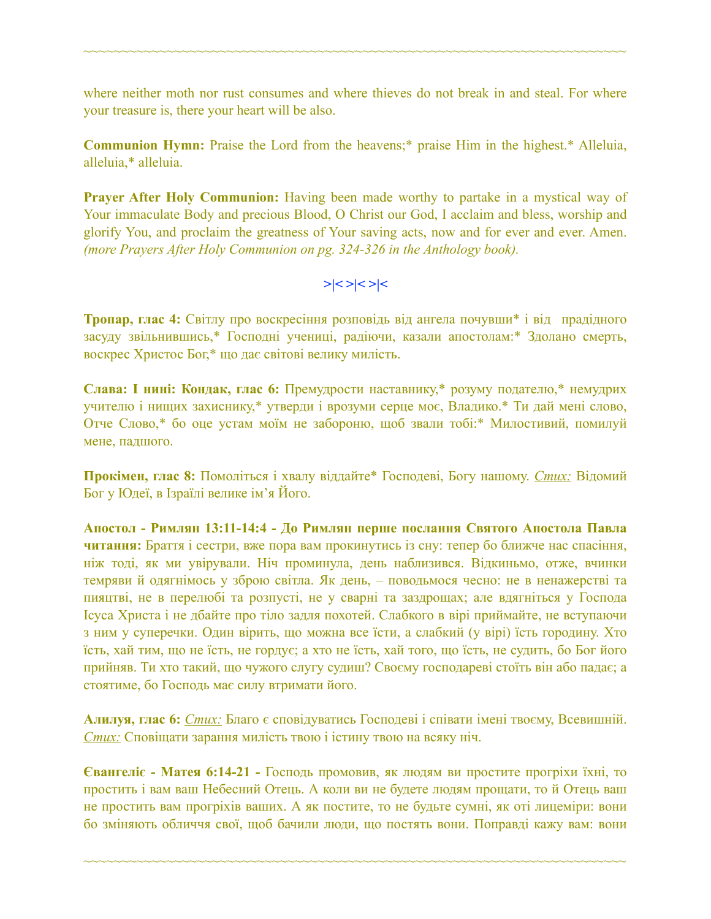where neither moth nor rust consumes and where thieves do not break in and steal. For where your treasure is, there your heart will be also.

**Communion Hymn:** Praise the Lord from the heavens;* praise Him in the highest.* Alleluia, alleluia,* alleluia.

**Prayer After Holy Communion:** Having been made worthy to partake in a mystical way of Your immaculate Body and precious Blood, O Christ our God, I acclaim and bless, worship and glorify You, and proclaim the greatness of Your saving acts, now and for ever and ever. Amen. *(more Prayers After Holy Communion on pg. 324-326 in the Anthology book).*

>|< >|< >|<

**Тропар, глас 4:** Світлу про воскресіння розповідь від ангела почувши* і від прадідного засуду звільнившись,* Господні учениці, радіючи, казали апостолам:* Здолано смерть, воскрес Христос Бог,* що дає світові велику милість.

**Слава: І нині: Кондак, глас 6:** Премудрости наставнику,* розуму подателю,* немудрих учителю і нищих захиснику,* утверди і врозуми серце моє, Владико.* Ти дай мені слово, Отче Слово,* бо оце устам моїм не забороню, щоб звали тобі:* Милостивий, помилуй мене, падшого.

**Прокімен, глас 8:** Помоліться і хвалу віддайте* Господеві, Богу нашому. *Стих:* Відомий Бог у Юдеї, в Ізраїлі велике ім'я Його.

**Апостол - Римлян 13:11-14:4 - До Римлян перше послання Святого Апостола Павла читання:** Браття і сестри, вже пора вам прокинутись із сну: тепер бо ближче нас спасіння, ніж тоді, як ми увірували. Ніч проминула, день наблизився. Відкиньмо, отже, вчинки темряви й одягнімось у зброю світла. Як день, – поводьмося чесно: не в ненажерстві та пияцтві, не в перелюбі та розпусті, не у сварні та заздрощах; але вдягніться у Господа Ісуса Христа і не дбайте про тіло задля похотей. Слабкого в вірі приймайте, не вступаючи з ним у суперечки. Один вірить, що можна все їсти, а слабкий (у вірі) їсть городину. Хто їсть, хай тим, що не їсть, не гордує; а хто не їсть, хай того, що їсть, не судить, бо Бог його прийняв. Ти хто такий, що чужого слугу судиш? Своєму господареві стоїть він або падає; а стоятиме, бо Господь має силу втримати його.

**Алилуя, глас 6:** *Стих:* Благо є сповідуватись Господеві і співати імені твоєму, Всевишній. *Стих:* Сповіщати зарання милість твою і істину твою на всяку ніч.

**Євангеліє - Матея 6:14-21 -** Господь промовив, як людям ви простите прогріхи їхні, то простить і вам ваш Небесний Отець. А коли ви не будете людям прощати, то й Отець ваш не простить вам прогріхів ваших. А як постите, то не будьте сумні, як оті лицеміри: вони бо зміняють обличчя свої, щоб бачили люди, що постять вони. Поправді кажу вам: вони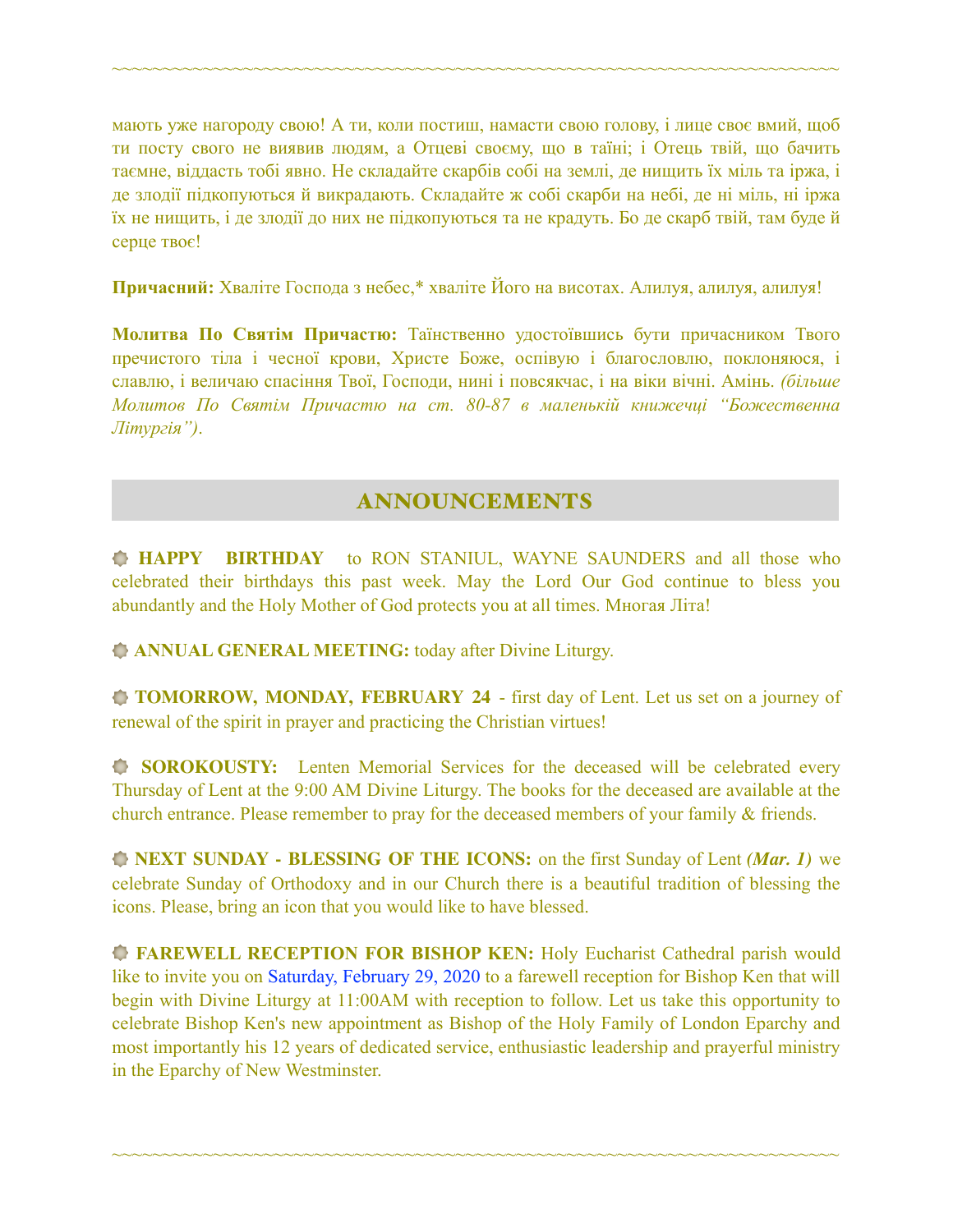мають уже нагороду свою! А ти, коли постиш, намасти свою голову, і лице своє вмий, щоб ти посту свого не виявив людям, а Отцеві своєму, що в таїні; і Отець твій, що бачить таємне, віддасть тобі явно. Не складайте скарбів собі на землі, де нищить їх міль та іржа, і де злодії підкопуються й викрадають. Складайте ж собі скарби на небі, де ні міль, ні іржа їх не нищить, і де злодії до них не підкопуються та не крадуть. Бо де скарб твій, там буде й серце твоє!

**Причасний:** Хваліте Господа з небес,* хваліте Його на висотах. Алилуя, алилуя, алилуя!

**Молитва По Святім Причастю:** Таїнственно удостоївшись бути причасником Твого пречистого тіла і чесної крови, Христе Боже, оспівую і благословлю, поклоняюся, і славлю, і величаю спасіння Твої, Господи, нині і повсякчас, і на віки вічні. Амінь. *(більше Молитов По Святім Причастю на ст. 80-87 в маленькій книжечці "Божественна Літургія")*.

## ANNOUNCEMENTS

**HAPPY BIRTHDAY** to RON STANIUL, WAYNE SAUNDERS and all those who celebrated their birthdays this past week. May the Lord Our God continue to bless you abundantly and the Holy Mother of God protects you at all times. Многая Літа!

**ANNUAL GENERAL MEETING:** today after Divine Liturgy.

**TOMORROW, MONDAY, FEBRUARY 24** - first day of Lent. Let us set on a journey of renewal of the spirit in prayer and practicing the Christian virtues!

**SOROKOUSTY:** Lenten Memorial Services for the deceased will be celebrated every Thursday of Lent at the 9:00 AM Divine Liturgy. The books for the deceased are available at the church entrance. Please remember to pray for the deceased members of your family & friends.

**NEXT SUNDAY - BLESSING OF THE ICONS:** on the first Sunday of Lent ***(Mar. 1)*** we celebrate Sunday of Orthodoxy and in our Church there is a beautiful tradition of blessing the icons. Please, bring an icon that you would like to have blessed.

**FAREWELL RECEPTION FOR BISHOP KEN:** Holy Eucharist Cathedral parish would like to invite you on Saturday, February 29, 2020 to a farewell reception for Bishop Ken that will begin with Divine Liturgy at 11:00AM with reception to follow. Let us take this opportunity to celebrate Bishop Ken's new appointment as Bishop of the Holy Family of London Eparchy and most importantly his 12 years of dedicated service, enthusiastic leadership and prayerful ministry in the Eparchy of New Westminster.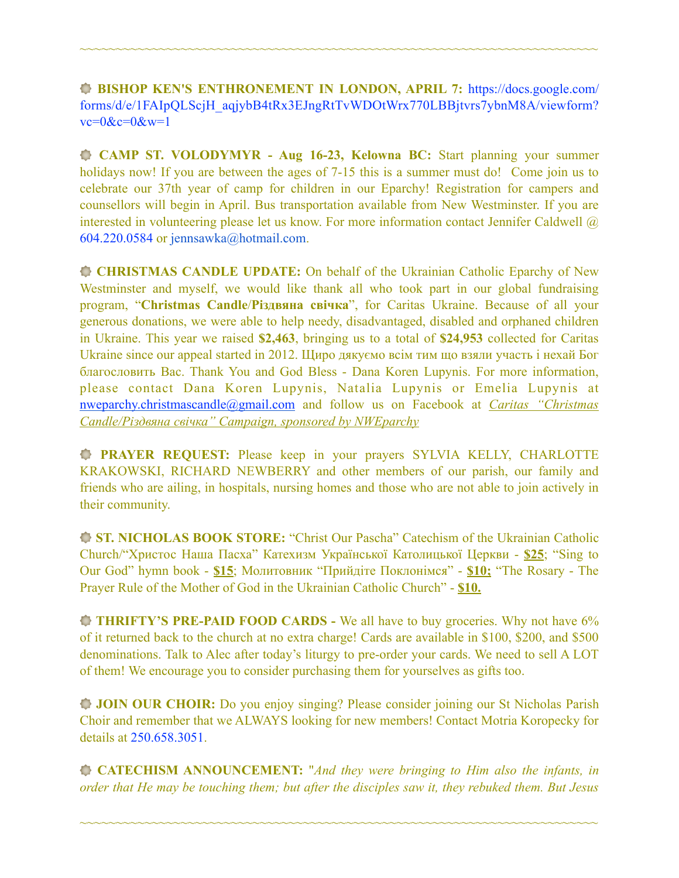**BISHOP KEN'S ENTHRONEMENT IN LONDON, APRIL 7:** https://docs.google.com/forms/d/e/1FAIpQLScjH_aqjybB4tRx3EJngRtTvWDOtWrx770LBBjtvrs7ybnM8A/viewform?vc=0&c=0&w=1

**CAMP ST. VOLODYMYR - Aug 16-23, Kelowna BC:** Start planning your summer holidays now! If you are between the ages of 7-15 this is a summer must do! Come join us to celebrate our 37th year of camp for children in our Eparchy! Registration for campers and counsellors will begin in April. Bus transportation available from New Westminster. If you are interested in volunteering please let us know. For more information contact Jennifer Caldwell @ 604.220.0584 or jennsawka@hotmail.com.

**CHRISTMAS CANDLE UPDATE:** On behalf of the Ukrainian Catholic Eparchy of New Westminster and myself, we would like thank all who took part in our global fundraising program, "**Christmas Candle/Різдвяна свічка**", for Caritas Ukraine. Because of all your generous donations, we were able to help needy, disadvantaged, disabled and orphaned children in Ukraine. This year we raised **$2,463**, bringing us to a total of **$24,953** collected for Caritas Ukraine since our appeal started in 2012. Щиро дякуємо всім тим що взяли участь і нехай Бог благословить Вас. Thank You and God Bless - Dana Koren Lupynis. For more information, please contact Dana Koren Lupynis, Natalia Lupynis or Emelia Lupynis at nweparchy.christmascandle@gmail.com and follow us on Facebook at *Caritas "Christmas Candle/Різдвяна свічка" Campaign, sponsored by NWEparchy*

**PRAYER REQUEST:** Please keep in your prayers SYLVIA KELLY, CHARLOTTE KRAKOWSKI, RICHARD NEWBERRY and other members of our parish, our family and friends who are ailing, in hospitals, nursing homes and those who are not able to join actively in their community.

**ST. NICHOLAS BOOK STORE:** "Christ Our Pascha" Catechism of the Ukrainian Catholic Church/"Христос Наша Пасха" Катехизм Української Католицької Церкви - **$25**; "Sing to Our God" hymn book - **$15**; Молитовник "Прийдіте Поклонімся" - **$10;** "The Rosary - The Prayer Rule of the Mother of God in the Ukrainian Catholic Church" - **$10.**

**THRIFTY'S PRE-PAID FOOD CARDS -** We all have to buy groceries. Why not have 6% of it returned back to the church at no extra charge! Cards are available in $100, $200, and $500 denominations. Talk to Alec after today's liturgy to pre-order your cards. We need to sell A LOT of them! We encourage you to consider purchasing them for yourselves as gifts too.

**JOIN OUR CHOIR:** Do you enjoy singing? Please consider joining our St Nicholas Parish Choir and remember that we ALWAYS looking for new members! Contact Motria Koropecky for details at 250.658.3051.

**CATECHISM ANNOUNCEMENT:** "*And they were bringing to Him also the infants, in order that He may be touching them; but after the disciples saw it, they rebuked them. But Jesus*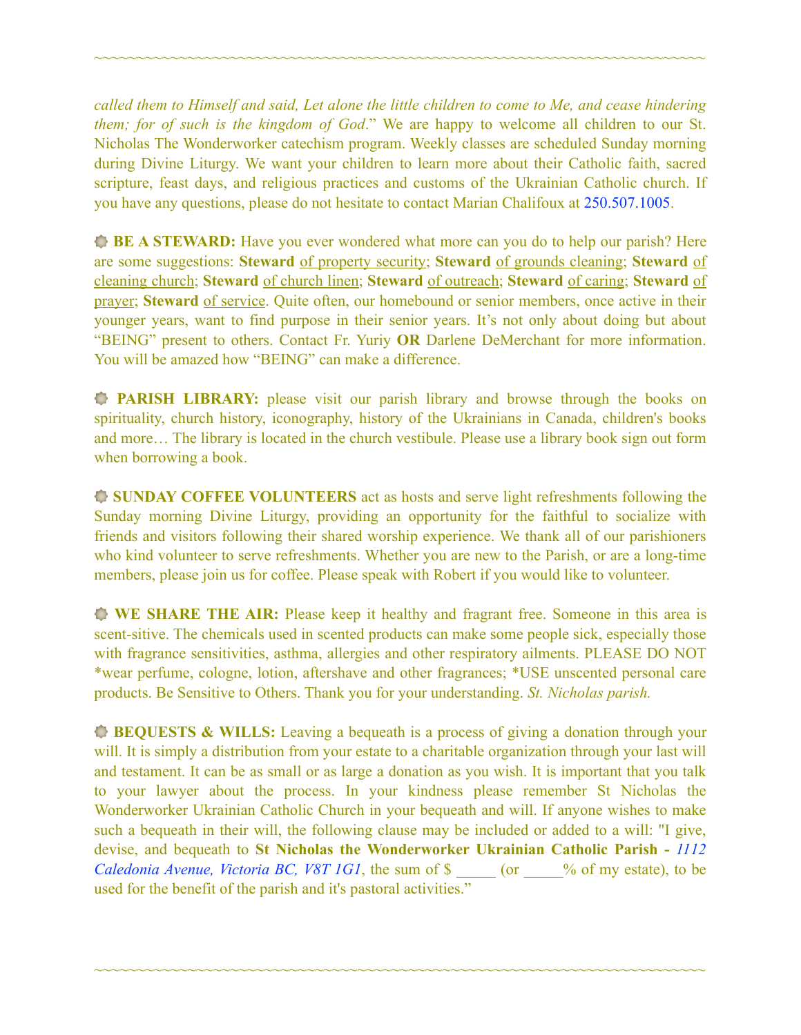*called them to Himself and said, Let alone the little children to come to Me, and cease hindering them; for of such is the kingdom of God*." We are happy to welcome all children to our St. Nicholas The Wonderworker catechism program. Weekly classes are scheduled Sunday morning during Divine Liturgy. We want your children to learn more about their Catholic faith, sacred scripture, feast days, and religious practices and customs of the Ukrainian Catholic church. If you have any questions, please do not hesitate to contact Marian Chalifoux at 250.507.1005.

**BE A STEWARD:** Have you ever wondered what more can you do to help our parish? Here are some suggestions: **Steward** of property security; **Steward** of grounds cleaning; **Steward** of cleaning church; **Steward** of church linen; **Steward** of outreach; **Steward** of caring; **Steward** of prayer; **Steward** of service. Quite often, our homebound or senior members, once active in their younger years, want to find purpose in their senior years. It's not only about doing but about "BEING" present to others. Contact Fr. Yuriy **OR** Darlene DeMerchant for more information. You will be amazed how "BEING" can make a difference.

**PARISH LIBRARY:** please visit our parish library and browse through the books on spirituality, church history, iconography, history of the Ukrainians in Canada, children's books and more… The library is located in the church vestibule. Please use a library book sign out form when borrowing a book.

**SUNDAY COFFEE VOLUNTEERS** act as hosts and serve light refreshments following the Sunday morning Divine Liturgy, providing an opportunity for the faithful to socialize with friends and visitors following their shared worship experience. We thank all of our parishioners who kind volunteer to serve refreshments. Whether you are new to the Parish, or are a long-time members, please join us for coffee. Please speak with Robert if you would like to volunteer.

**WE SHARE THE AIR:** Please keep it healthy and fragrant free. Someone in this area is scent-sitive. The chemicals used in scented products can make some people sick, especially those with fragrance sensitivities, asthma, allergies and other respiratory ailments. PLEASE DO NOT *wear perfume, cologne, lotion, aftershave and other fragrances; *USE unscented personal care products. Be Sensitive to Others. Thank you for your understanding. *St. Nicholas parish.*

**BEQUESTS & WILLS:** Leaving a bequeath is a process of giving a donation through your will. It is simply a distribution from your estate to a charitable organization through your last will and testament. It can be as small or as large a donation as you wish. It is important that you talk to your lawyer about the process. In your kindness please remember St Nicholas the Wonderworker Ukrainian Catholic Church in your bequeath and will. If anyone wishes to make such a bequeath in their will, the following clause may be included or added to a will: "I give, devise, and bequeath to **St Nicholas the Wonderworker Ukrainian Catholic Parish -** *1112 Caledonia Avenue, Victoria BC, V8T 1G1*, the sum of $ _____ (or _____% of my estate), to be used for the benefit of the parish and it's pastoral activities."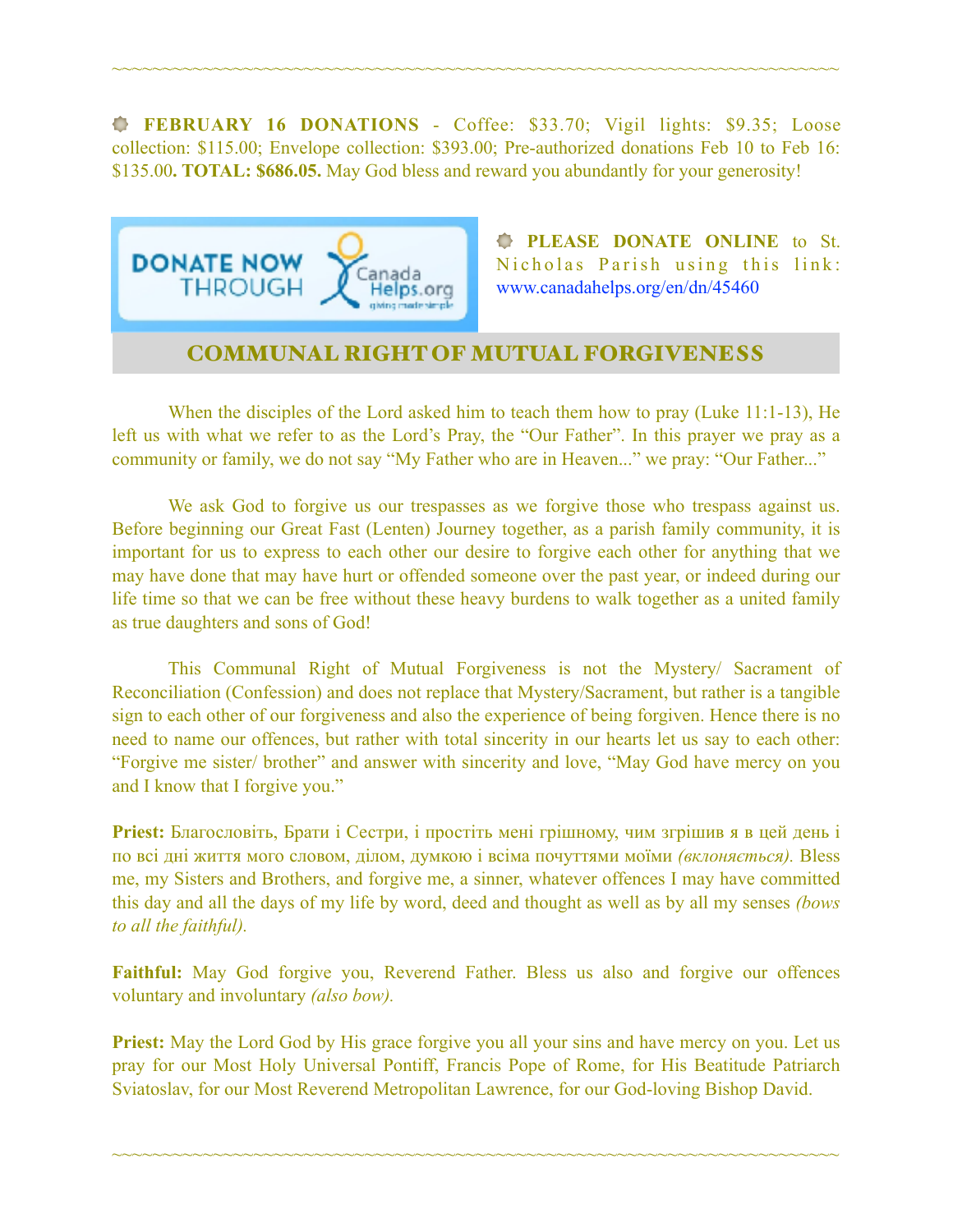~~~~~~~~~~~~~~~~~~~~~~~~~~~~~~~~~~~~~~~~~~~~~~~~~~~~~~~~~~~~~~~~~~~~

**FEBRUARY 16 DONATIONS** - Coffee: $33.70; Vigil lights: $9.35; Loose collection: $115.00; Envelope collection: $393.00; Pre-authorized donations Feb 10 to Feb 16: $135.00**. TOTAL: $686.05.** May God bless and reward you abundantly for your generosity!

**PLEASE DONATE ONLINE** to St. Nicholas Parish using this link: www.canadahelps.org/en/dn/45460

## COMMUNAL RIGHT OF MUTUAL FORGIVENESS

When the disciples of the Lord asked him to teach them how to pray (Luke 11:1-13), He left us with what we refer to as the Lord's Pray, the "Our Father". In this prayer we pray as a community or family, we do not say "My Father who are in Heaven..." we pray: "Our Father..."

We ask God to forgive us our trespasses as we forgive those who trespass against us. Before beginning our Great Fast (Lenten) Journey together, as a parish family community, it is important for us to express to each other our desire to forgive each other for anything that we may have done that may have hurt or offended someone over the past year, or indeed during our life time so that we can be free without these heavy burdens to walk together as a united family as true daughters and sons of God!

This Communal Right of Mutual Forgiveness is not the Mystery/ Sacrament of Reconciliation (Confession) and does not replace that Mystery/Sacrament, but rather is a tangible sign to each other of our forgiveness and also the experience of being forgiven. Hence there is no need to name our offences, but rather with total sincerity in our hearts let us say to each other: "Forgive me sister/ brother" and answer with sincerity and love, "May God have mercy on you and I know that I forgive you."

**Priest:** Благословіть, Брати і Сестри, і простіть мені грішному, чим згрішив я в цей день і по всі дні життя мого словом, ділом, думкою і всіма почуттями моїми *(вклоняється).* Bless me, my Sisters and Brothers, and forgive me, a sinner, whatever offences I may have committed this day and all the days of my life by word, deed and thought as well as by all my senses *(bows to all the faithful).*

**Faithful:** May God forgive you, Reverend Father. Bless us also and forgive our offences voluntary and involuntary *(also bow).*

**Priest:** May the Lord God by His grace forgive you all your sins and have mercy on you. Let us pray for our Most Holy Universal Pontiff, Francis Pope of Rome, for His Beatitude Patriarch Sviatoslav, for our Most Reverend Metropolitan Lawrence, for our God-loving Bishop David.

~~~~~~~~~~~~~~~~~~~~~~~~~~~~~~~~~~~~~~~~~~~~~~~~~~~~~~~~~~~~~~~~~~~~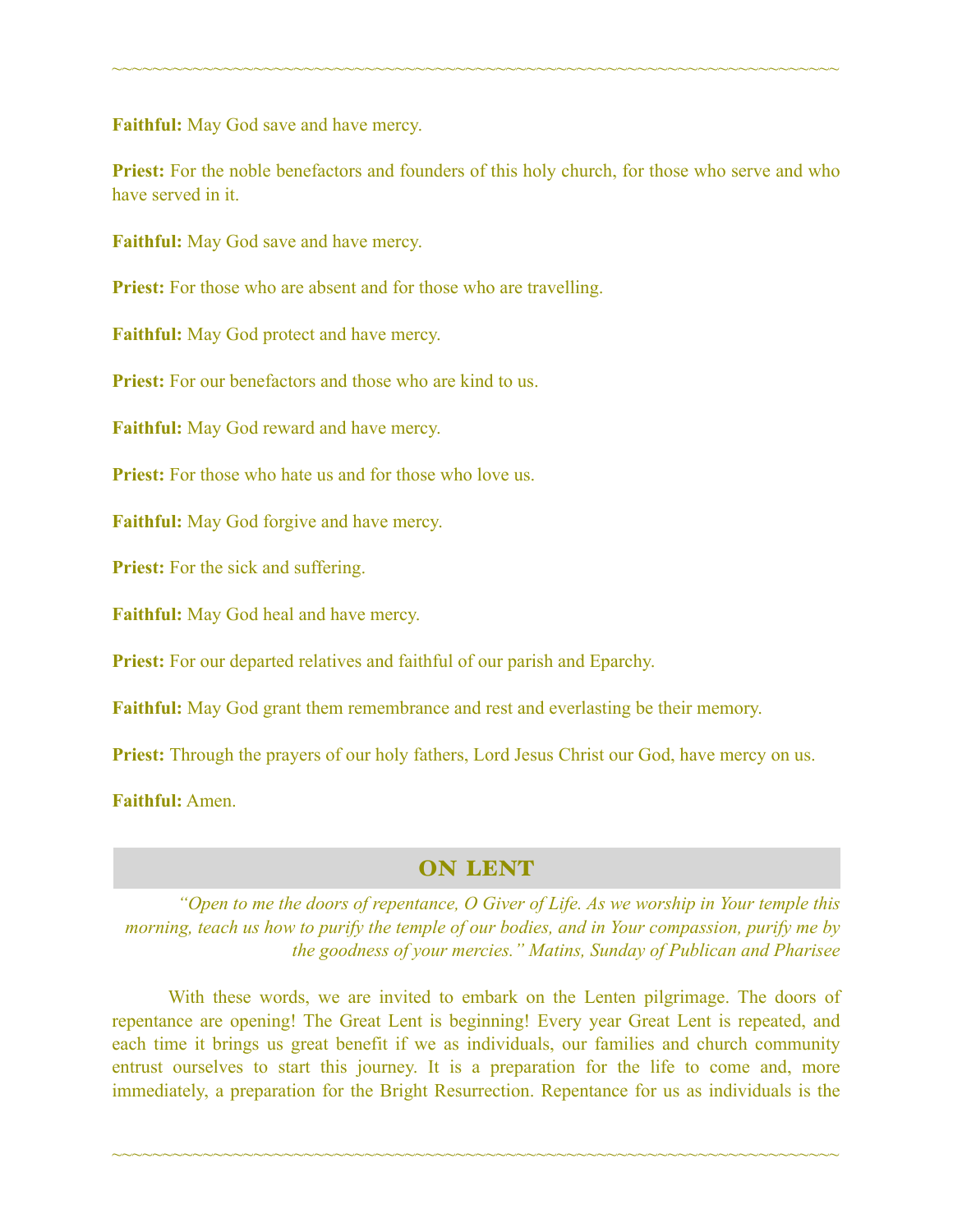**Faithful:** May God save and have mercy.

**Priest:** For the noble benefactors and founders of this holy church, for those who serve and who have served in it.

**Faithful:** May God save and have mercy.

**Priest:** For those who are absent and for those who are travelling.

**Faithful:** May God protect and have mercy.

**Priest:** For our benefactors and those who are kind to us.

**Faithful:** May God reward and have mercy.

**Priest:** For those who hate us and for those who love us.

**Faithful:** May God forgive and have mercy.

**Priest:** For the sick and suffering.

**Faithful:** May God heal and have mercy.

**Priest:** For our departed relatives and faithful of our parish and Eparchy.

**Faithful:** May God grant them remembrance and rest and everlasting be their memory.

**Priest:** Through the prayers of our holy fathers, Lord Jesus Christ our God, have mercy on us.

**Faithful:** Amen.

## ON LENT

*"Open to me the doors of repentance, O Giver of Life. As we worship in Your temple this morning, teach us how to purify the temple of our bodies, and in Your compassion, purify me by the goodness of your mercies." Matins, Sunday of Publican and Pharisee*

With these words, we are invited to embark on the Lenten pilgrimage. The doors of repentance are opening! The Great Lent is beginning! Every year Great Lent is repeated, and each time it brings us great benefit if we as individuals, our families and church community entrust ourselves to start this journey. It is a preparation for the life to come and, more immediately, a preparation for the Bright Resurrection. Repentance for us as individuals is the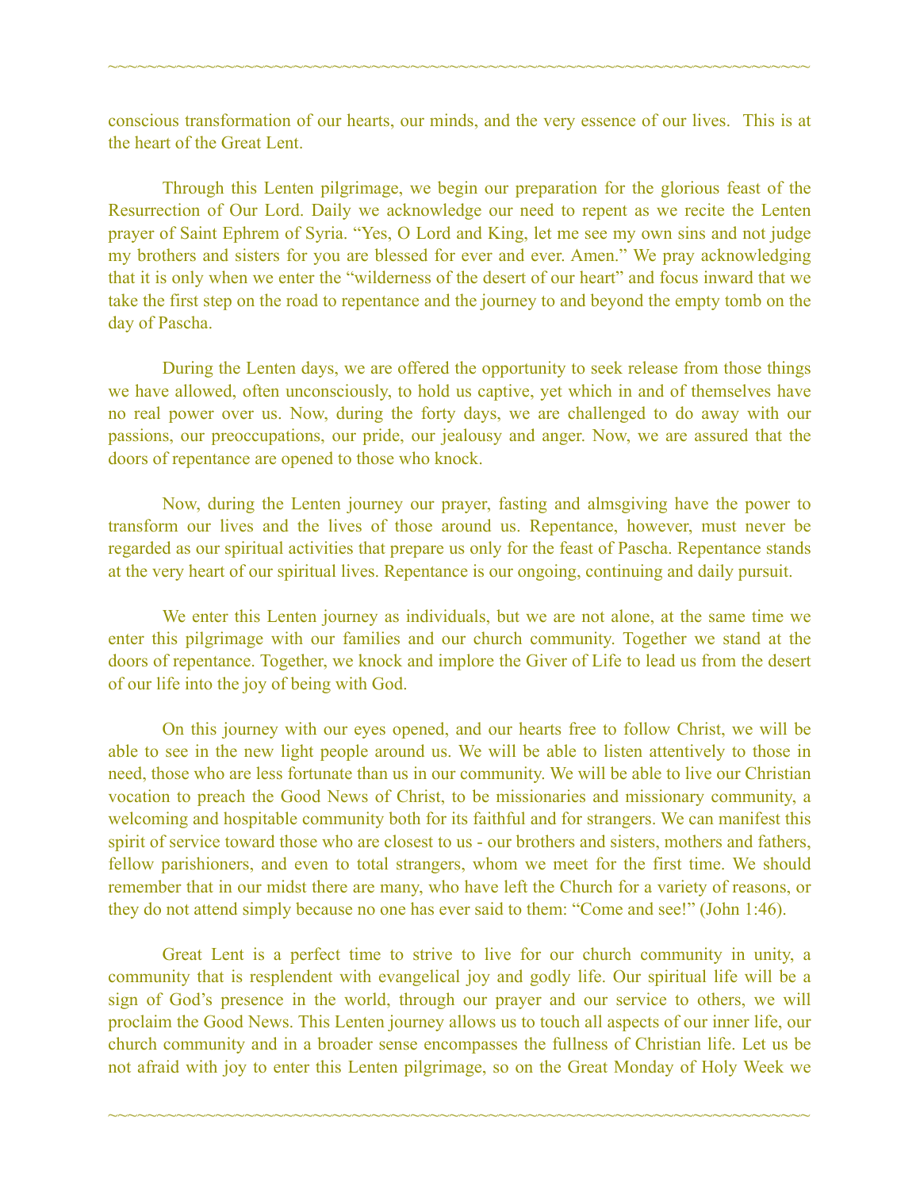conscious transformation of our hearts, our minds, and the very essence of our lives. This is at the heart of the Great Lent.

Through this Lenten pilgrimage, we begin our preparation for the glorious feast of the Resurrection of Our Lord. Daily we acknowledge our need to repent as we recite the Lenten prayer of Saint Ephrem of Syria. "Yes, O Lord and King, let me see my own sins and not judge my brothers and sisters for you are blessed for ever and ever. Amen." We pray acknowledging that it is only when we enter the "wilderness of the desert of our heart" and focus inward that we take the first step on the road to repentance and the journey to and beyond the empty tomb on the day of Pascha.

During the Lenten days, we are offered the opportunity to seek release from those things we have allowed, often unconsciously, to hold us captive, yet which in and of themselves have no real power over us. Now, during the forty days, we are challenged to do away with our passions, our preoccupations, our pride, our jealousy and anger. Now, we are assured that the doors of repentance are opened to those who knock.

Now, during the Lenten journey our prayer, fasting and almsgiving have the power to transform our lives and the lives of those around us. Repentance, however, must never be regarded as our spiritual activities that prepare us only for the feast of Pascha. Repentance stands at the very heart of our spiritual lives. Repentance is our ongoing, continuing and daily pursuit.

We enter this Lenten journey as individuals, but we are not alone, at the same time we enter this pilgrimage with our families and our church community. Together we stand at the doors of repentance. Together, we knock and implore the Giver of Life to lead us from the desert of our life into the joy of being with God.

On this journey with our eyes opened, and our hearts free to follow Christ, we will be able to see in the new light people around us. We will be able to listen attentively to those in need, those who are less fortunate than us in our community. We will be able to live our Christian vocation to preach the Good News of Christ, to be missionaries and missionary community, a welcoming and hospitable community both for its faithful and for strangers. We can manifest this spirit of service toward those who are closest to us - our brothers and sisters, mothers and fathers, fellow parishioners, and even to total strangers, whom we meet for the first time. We should remember that in our midst there are many, who have left the Church for a variety of reasons, or they do not attend simply because no one has ever said to them: "Come and see!" (John 1:46).

Great Lent is a perfect time to strive to live for our church community in unity, a community that is resplendent with evangelical joy and godly life. Our spiritual life will be a sign of God's presence in the world, through our prayer and our service to others, we will proclaim the Good News. This Lenten journey allows us to touch all aspects of our inner life, our church community and in a broader sense encompasses the fullness of Christian life. Let us be not afraid with joy to enter this Lenten pilgrimage, so on the Great Monday of Holy Week we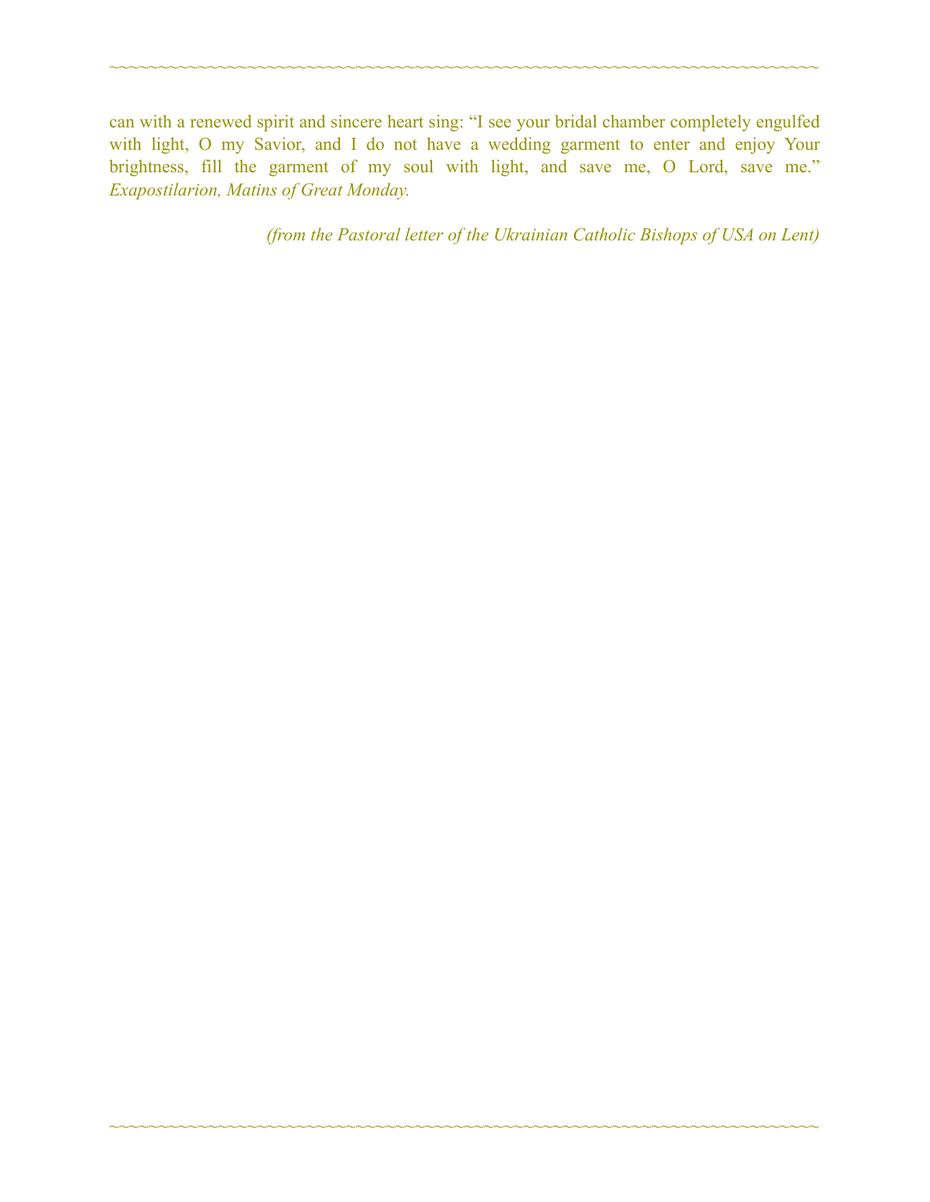can with a renewed spirit and sincere heart sing: "I see your bridal chamber completely engulfed with light, O my Savior, and I do not have a wedding garment to enter and enjoy Your brightness, fill the garment of my soul with light, and save me, O Lord, save me." *Exapostilarion, Matins of Great Monday.*

*(from the Pastoral letter of the Ukrainian Catholic Bishops of USA on Lent)*